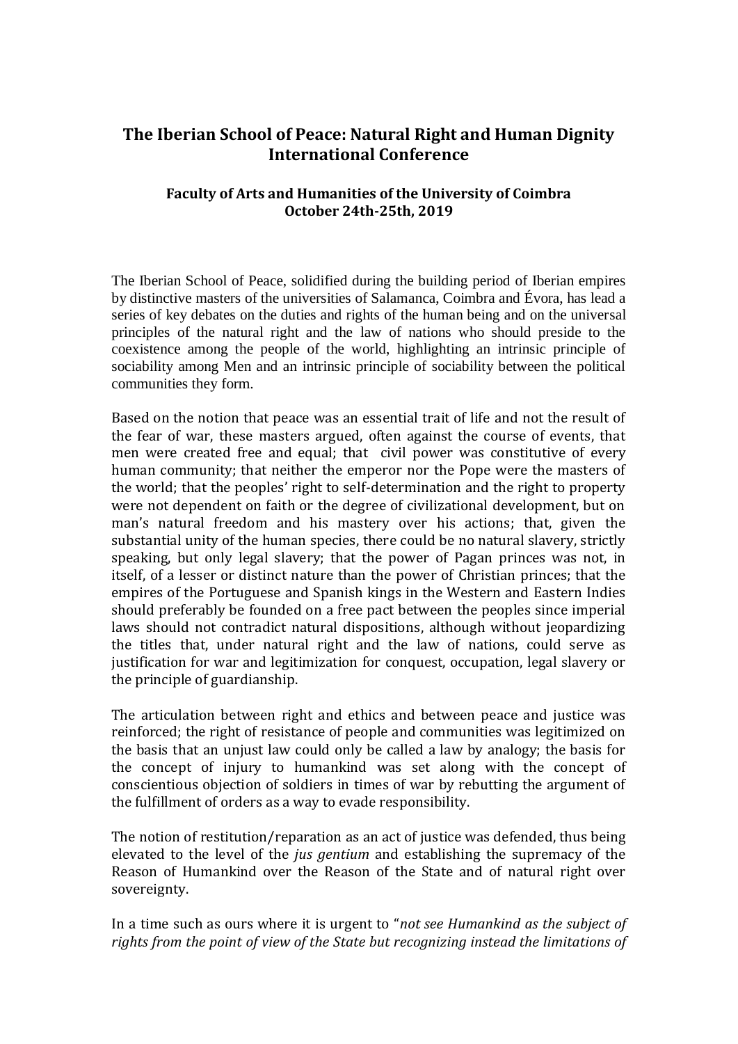# The Iberian School of Peace: Natural Right and Human Dignity International Conference

**Faculty of Arts and Humanities of the University of Coimbra**
**October 24th-25th, 2019**

The Iberian School of Peace, solidified during the building period of Iberian empires by distinctive masters of the universities of Salamanca, Coimbra and Évora, has lead a series of key debates on the duties and rights of the human being and on the universal principles of the natural right and the law of nations who should preside to the coexistence among the people of the world, highlighting an intrinsic principle of sociability among Men and an intrinsic principle of sociability between the political communities they form.

Based on the notion that peace was an essential trait of life and not the result of the fear of war, these masters argued, often against the course of events, that men were created free and equal; that civil power was constitutive of every human community; that neither the emperor nor the Pope were the masters of the world; that the peoples' right to self-determination and the right to property were not dependent on faith or the degree of civilizational development, but on man's natural freedom and his mastery over his actions; that, given the substantial unity of the human species, there could be no natural slavery, strictly speaking, but only legal slavery; that the power of Pagan princes was not, in itself, of a lesser or distinct nature than the power of Christian princes; that the empires of the Portuguese and Spanish kings in the Western and Eastern Indies should preferably be founded on a free pact between the peoples since imperial laws should not contradict natural dispositions, although without jeopardizing the titles that, under natural right and the law of nations, could serve as justification for war and legitimization for conquest, occupation, legal slavery or the principle of guardianship.

The articulation between right and ethics and between peace and justice was reinforced; the right of resistance of people and communities was legitimized on the basis that an unjust law could only be called a law by analogy; the basis for the concept of injury to humankind was set along with the concept of conscientious objection of soldiers in times of war by rebutting the argument of the fulfillment of orders as a way to evade responsibility.

The notion of restitution/reparation as an act of justice was defended, thus being elevated to the level of the *jus gentium* and establishing the supremacy of the Reason of Humankind over the Reason of the State and of natural right over sovereignty.

In a time such as ours where it is urgent to "*not see Humankind as the subject of rights from the point of view of the State but recognizing instead the limitations of*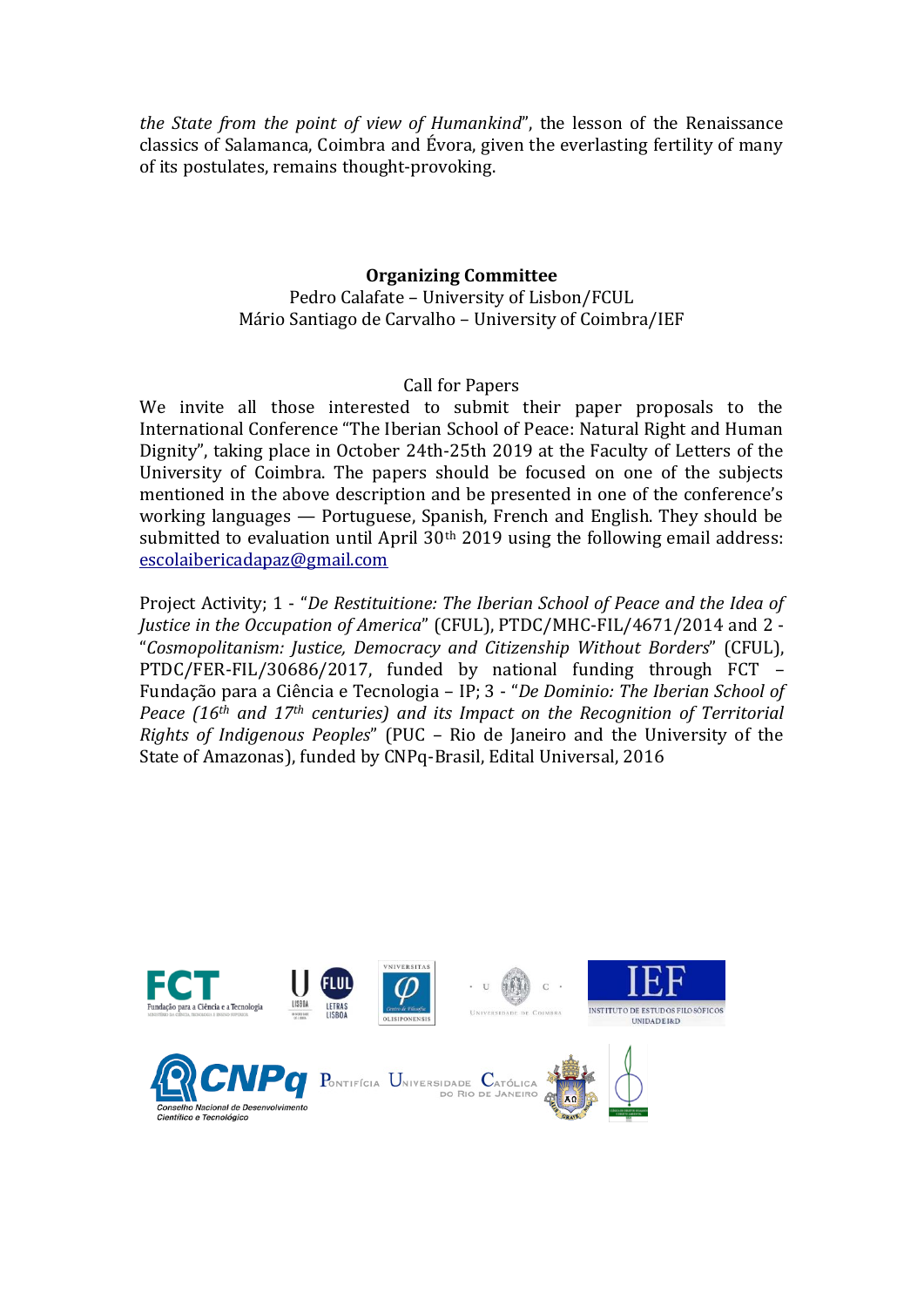*the State from the point of view of Humankind*", the lesson of the Renaissance classics of Salamanca, Coimbra and Évora, given the everlasting fertility of many of its postulates, remains thought-provoking.

**Organizing Committee**
Pedro Calafate – University of Lisbon/FCUL
Mário Santiago de Carvalho – University of Coimbra/IEF

Call for Papers

We invite all those interested to submit their paper proposals to the International Conference "The Iberian School of Peace: Natural Right and Human Dignity", taking place in October 24th-25th 2019 at the Faculty of Letters of the University of Coimbra. The papers should be focused on one of the subjects mentioned in the above description and be presented in one of the conference's working languages — Portuguese, Spanish, French and English. They should be submitted to evaluation until April 30th 2019 using the following email address: escolaibericadapaz@gmail.com

Project Activity; 1 - "*De Restituitione: The Iberian School of Peace and the Idea of Justice in the Occupation of America*" (CFUL), PTDC/MHC-FIL/4671/2014 and 2 - "*Cosmopolitanism: Justice, Democracy and Citizenship Without Borders*" (CFUL), PTDC/FER-FIL/30686/2017, funded by national funding through FCT – Fundação para a Ciência e Tecnologia – IP; 3 - "*De Dominio: The Iberian School of Peace (16th and 17th centuries) and its Impact on the Recognition of Territorial Rights of Indigenous Peoples*" (PUC – Rio de Janeiro and the University of the State of Amazonas), funded by CNPq-Brasil, Edital Universal, 2016